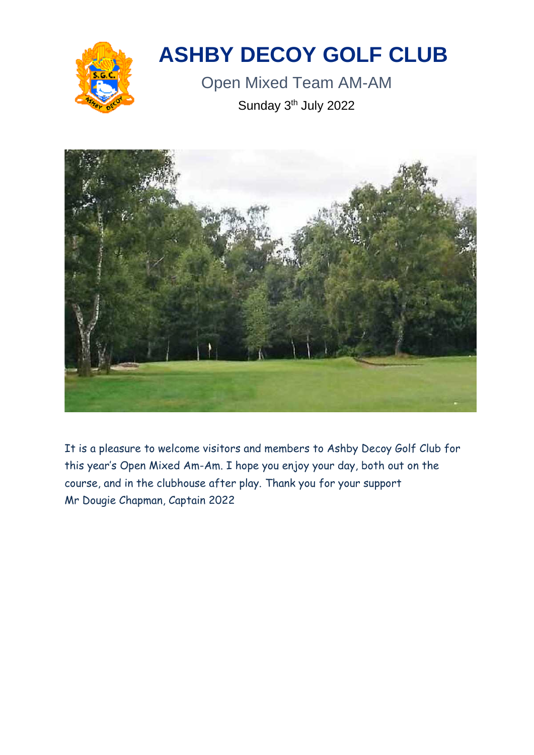# ASHBY DECOY GOLF CLUB

## Open Mixed Team AM-AM

Sunday 3th July 2022

It is a pleasure to welcome visitors and members to Ashby Decoy Golf Club for this year's Open Mixed Am-Am. I hope you enjoy your day, both out on the course, and in the clubhouse after play. Thank you for your support
Mr Dougie Chapman, Captain 2022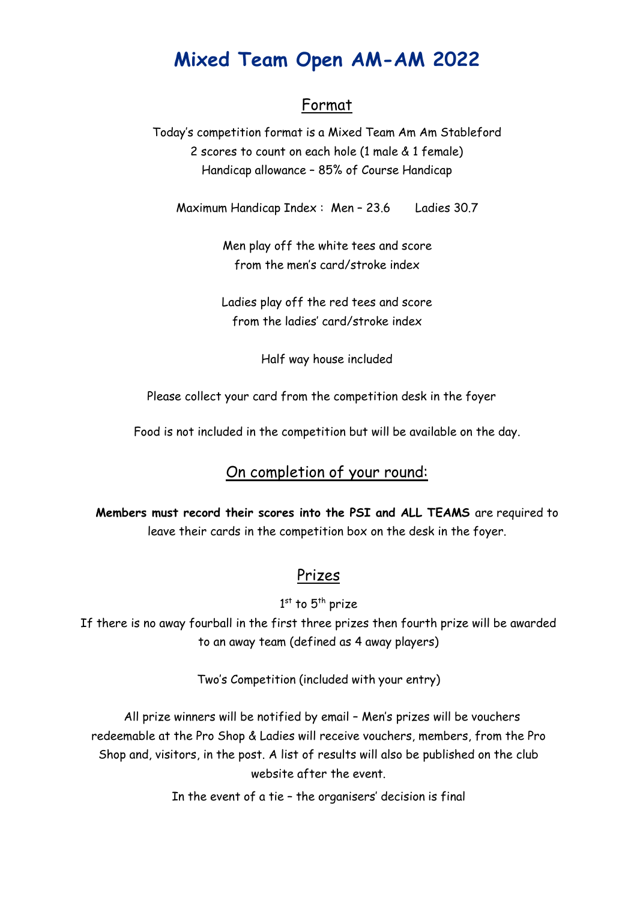# Mixed Team Open AM-AM 2022

## Format

Today's competition format is a Mixed Team Am Am Stableford
2 scores to count on each hole (1 male & 1 female)
Handicap allowance – 85% of Course Handicap

Maximum Handicap Index : Men – 23.6 Ladies 30.7

Men play off the white tees and score
from the men's card/stroke index

Ladies play off the red tees and score
from the ladies' card/stroke index

Half way house included

Please collect your card from the competition desk in the foyer

Food is not included in the competition but will be available on the day.

## On completion of your round:

**Members must record their scores into the PSI and ALL TEAMS** are required to leave their cards in the competition box on the desk in the foyer.

## Prizes

1st to 5th prize

If there is no away fourball in the first three prizes then fourth prize will be awarded to an away team (defined as 4 away players)

Two's Competition (included with your entry)

All prize winners will be notified by email – Men's prizes will be vouchers redeemable at the Pro Shop & Ladies will receive vouchers, members, from the Pro Shop and, visitors, in the post. A list of results will also be published on the club website after the event.

In the event of a tie – the organisers' decision is final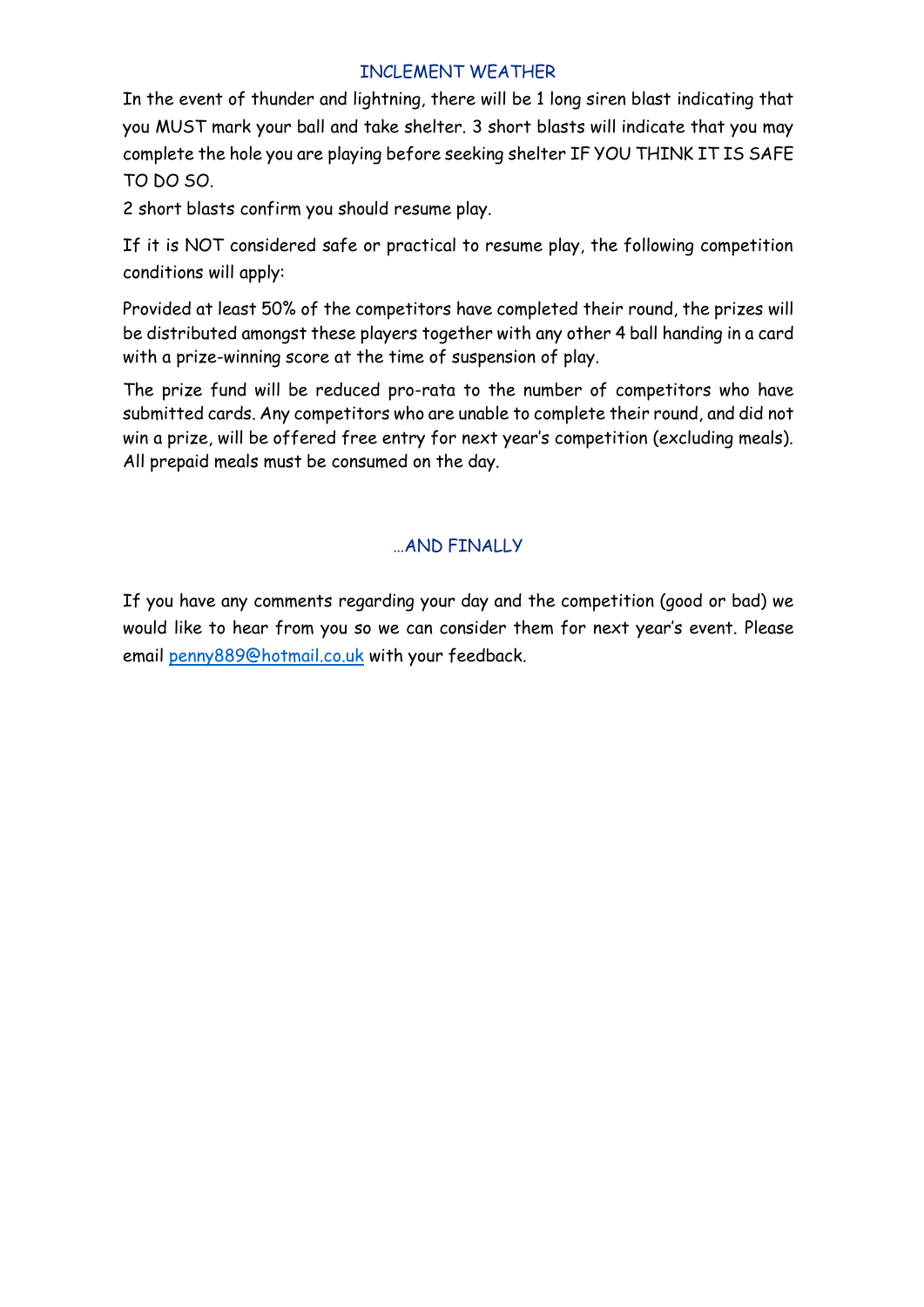## INCLEMENT WEATHER

In the event of thunder and lightning, there will be 1 long siren blast indicating that you MUST mark your ball and take shelter. 3 short blasts will indicate that you may complete the hole you are playing before seeking shelter IF YOU THINK IT IS SAFE TO DO SO.

2 short blasts confirm you should resume play.

If it is NOT considered safe or practical to resume play, the following competition conditions will apply:

Provided at least 50% of the competitors have completed their round, the prizes will be distributed amongst these players together with any other 4 ball handing in a card with a prize-winning score at the time of suspension of play.

The prize fund will be reduced pro-rata to the number of competitors who have submitted cards. Any competitors who are unable to complete their round, and did not win a prize, will be offered free entry for next year's competition (excluding meals). All prepaid meals must be consumed on the day.

## …AND FINALLY

If you have any comments regarding your day and the competition (good or bad) we would like to hear from you so we can consider them for next year's event. Please email penny889@hotmail.co.uk with your feedback.